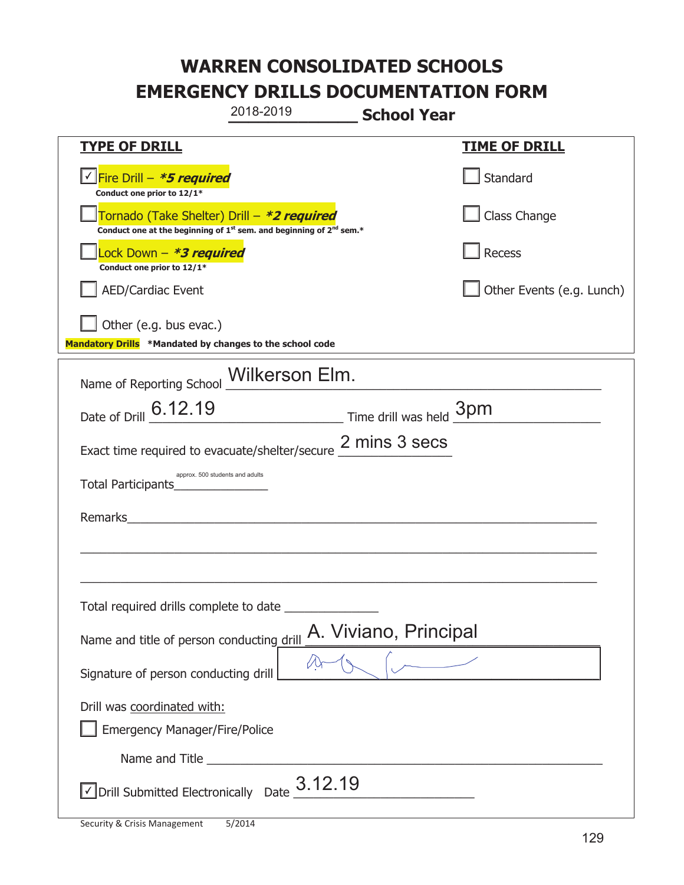# WARREN CONSOLIDATED SCHOOLS
# EMERGENCY DRILLS DOCUMENTATION FORM

2018-2019 **School Year**

| TYPE OF DRILL | TIME OF DRILL |
| --- | --- |
| ☑ Fire Drill – ***5 required*** <br> **Conduct one prior to 12/1*** | ☐ Standard |
| ☐ Tornado (Take Shelter) Drill – ***2 required*** <br> **Conduct one at the beginning of 1st sem. and beginning of 2nd sem.*** | ☐ Class Change |
| ☐ Lock Down – ***3 required*** <br> **Conduct one prior to 12/1*** | ☐ Recess |
| ☐ AED/Cardiac Event | ☐ Other Events (e.g. Lunch) |
| ☐ Other (e.g. bus evac.) | |

**Mandatory Drills** ***Mandated by changes to the school code**

Name of Reporting School: Wilkerson Elm.

Date of Drill: 6.12.19 Time drill was held: 3pm

Exact time required to evacuate/shelter/secure: 2 mins 3 secs

Total Participants: approx. 500 students and adults

Remarks: ______________________________

Total required drills complete to date: ______________

Name and title of person conducting drill: A. Viviano, Principal

Signature of person conducting drill: [signature]

Drill was coordinated with:

☐ Emergency Manager/Fire/Police

Name and Title: ______________________________

☑ Drill Submitted Electronically Date: 3.12.19

Security & Crisis Management 5/2014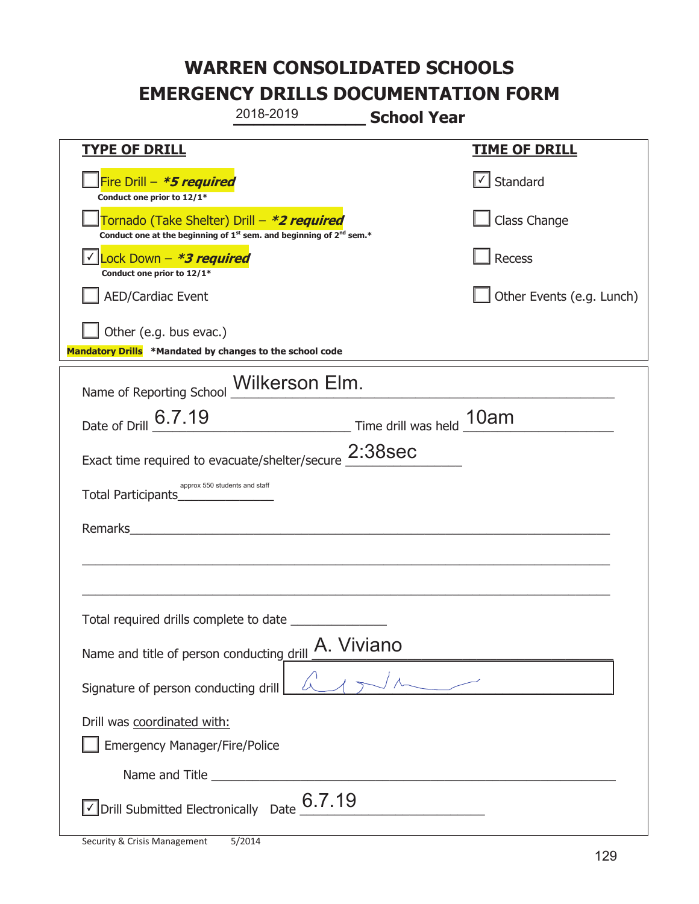# WARREN CONSOLIDATED SCHOOLS
# EMERGENCY DRILLS DOCUMENTATION FORM

2018-2019 **School Year**

| **TYPE OF DRILL** | **TIME OF DRILL** |
|---|---|
| ☐ Fire Drill – ***5 required*** <br> **Conduct one prior to 12/1*** | ☑ Standard |
| ☐ Tornado (Take Shelter) Drill – ***2 required*** <br> **Conduct one at the beginning of 1st sem. and beginning of 2nd sem.*** | ☐ Class Change |
| ☑ Lock Down – ***3 required*** <br> **Conduct one prior to 12/1*** | ☐ Recess |
| ☐ AED/Cardiac Event | ☐ Other Events (e.g. Lunch) |
| ☐ Other (e.g. bus evac.) | |

**Mandatory Drills** ***Mandated by changes to the school code**

Name of Reporting School: Wilkerson Elm.

Date of Drill: 6.7.19 Time drill was held: 10am

Exact time required to evacuate/shelter/secure: 2:38sec

Total Participants: approx 550 students and staff

Remarks: ______________________________

Total required drills complete to date: ______________

Name and title of person conducting drill: A. Viviano

Signature of person conducting drill: [signature]

Drill was coordinated with:

☐ Emergency Manager/Fire/Police

Name and Title: ______________________________

☑ Drill Submitted Electronically Date: 6.7.19

Security & Crisis Management 5/2014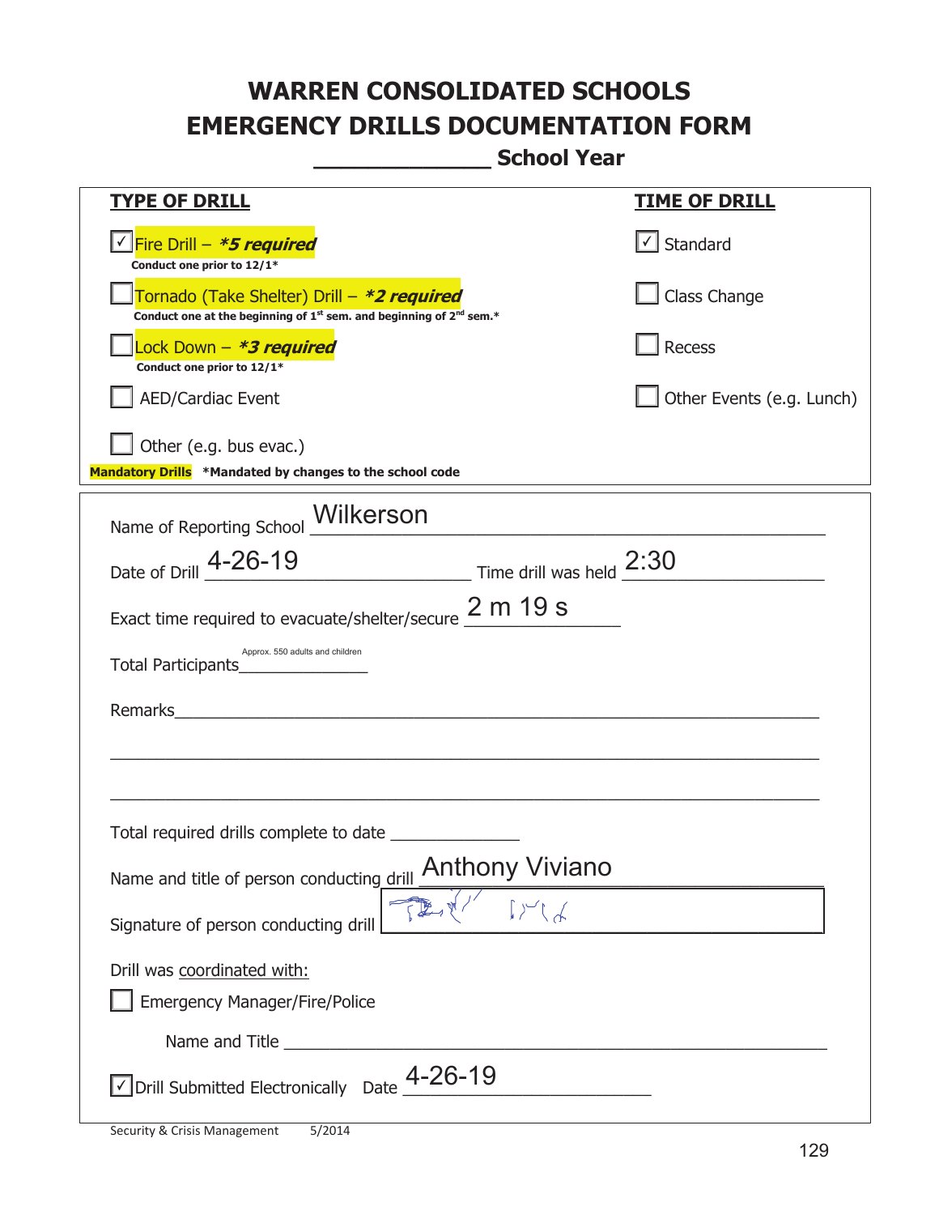# WARREN CONSOLIDATED SCHOOLS
# EMERGENCY DRILLS DOCUMENTATION FORM
## _____________ School Year

| TYPE OF DRILL | TIME OF DRILL |
|---|---|
| ☑ Fire Drill – ***5 required*** <br> **Conduct one prior to 12/1*** | ☑ Standard |
| ☐ Tornado (Take Shelter) Drill – ***2 required*** <br> **Conduct one at the beginning of 1st sem. and beginning of 2nd sem.*** | ☐ Class Change |
| ☐ Lock Down – ***3 required*** <br> **Conduct one prior to 12/1*** | ☐ Recess |
| ☐ AED/Cardiac Event | ☐ Other Events (e.g. Lunch) |
| ☐ Other (e.g. bus evac.) | |

**Mandatory Drills** ***Mandated by changes to the school code**

Name of Reporting School: Wilkerson

Date of Drill: 4-26-19 Time drill was held: 2:30

Exact time required to evacuate/shelter/secure: 2 m 19 s

Total Participants: Approx. 550 adults and children

Remarks: ______________________________________________

Total required drills complete to date: _____________

Name and title of person conducting drill: Anthony Viviano

Signature of person conducting drill: [signature]

Drill was coordinated with:

☐ Emergency Manager/Fire/Police

Name and Title: ______________________________________________

☑ Drill Submitted Electronically Date: 4-26-19

Security & Crisis Management 5/2014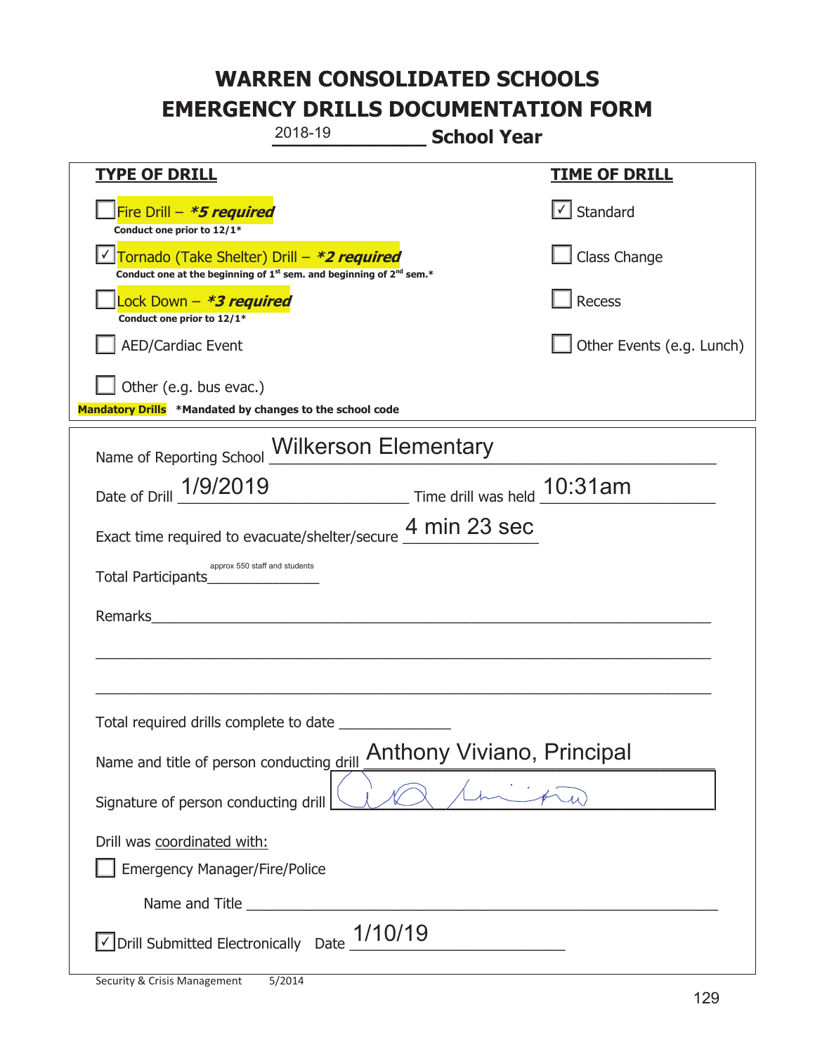# WARREN CONSOLIDATED SCHOOLS
# EMERGENCY DRILLS DOCUMENTATION FORM

2018-19 **School Year**

| **TYPE OF DRILL** | **TIME OF DRILL** |
|---|---|
| ☐ Fire Drill – ***5 required** <br> **Conduct one prior to 12/1*** | ☑ Standard |
| ☑ Tornado (Take Shelter) Drill – ***2 required** <br> **Conduct one at the beginning of 1st sem. and beginning of 2nd sem.*** | ☐ Class Change |
| ☐ Lock Down – ***3 required** <br> **Conduct one prior to 12/1*** | ☐ Recess |
| ☐ AED/Cardiac Event | ☐ Other Events (e.g. Lunch) |
| ☐ Other (e.g. bus evac.) | |

**Mandatory Drills** ***Mandated by changes to the school code**

Name of Reporting School: Wilkerson Elementary

Date of Drill: 1/9/2019 Time drill was held: 10:31am

Exact time required to evacuate/shelter/secure: 4 min 23 sec

Total Participants: approx 550 staff and students

Remarks: ______________________________

Total required drills complete to date: ______________

Name and title of person conducting drill: Anthony Viviano, Principal

Signature of person conducting drill: [signature]

Drill was coordinated with:

☐ Emergency Manager/Fire/Police

Name and Title: ______________________________

☑ Drill Submitted Electronically Date: 1/10/19

Security & Crisis Management 5/2014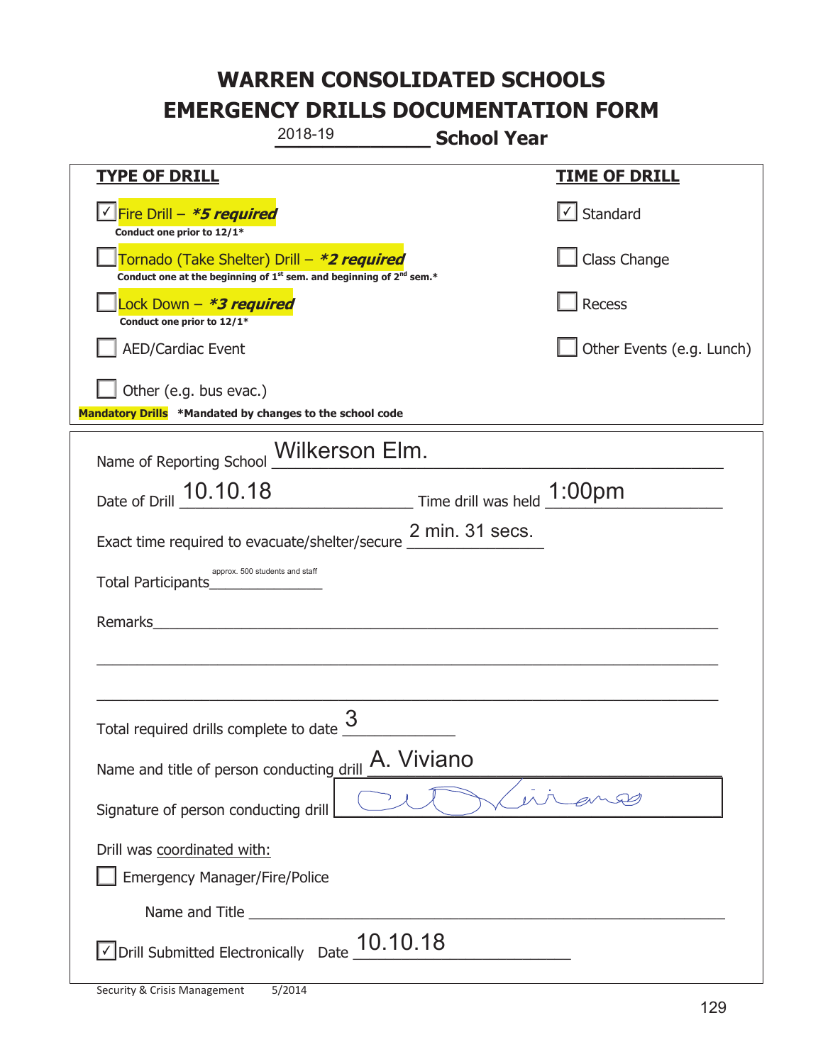# WARREN CONSOLIDATED SCHOOLS
# EMERGENCY DRILLS DOCUMENTATION FORM

2018-19 **School Year**

| **TYPE OF DRILL** | **TIME OF DRILL** |
|---|---|
| ☑ Fire Drill – ***5 required*** <br> **Conduct one prior to 12/1*** | ☑ Standard |
| ☐ Tornado (Take Shelter) Drill – ***2 required*** <br> **Conduct one at the beginning of 1st sem. and beginning of 2nd sem.*** | ☐ Class Change |
| ☐ Lock Down – ***3 required*** <br> **Conduct one prior to 12/1*** | ☐ Recess |
| ☐ AED/Cardiac Event | ☐ Other Events (e.g. Lunch) |
| ☐ Other (e.g. bus evac.) | |

**Mandatory Drills** ***Mandated by changes to the school code**

Name of Reporting School: Wilkerson Elm.

Date of Drill: 10.10.18 Time drill was held: 1:00pm

Exact time required to evacuate/shelter/secure: 2 min. 31 secs.

Total Participants: approx. 500 students and staff

Remarks: ______________________________

Total required drills complete to date: 3

Name and title of person conducting drill: A. Viviano

Signature of person conducting drill: [signature]

Drill was coordinated with:

☐ Emergency Manager/Fire/Police

Name and Title ______________________________

☑ Drill Submitted Electronically Date: 10.10.18

Security & Crisis Management 5/2014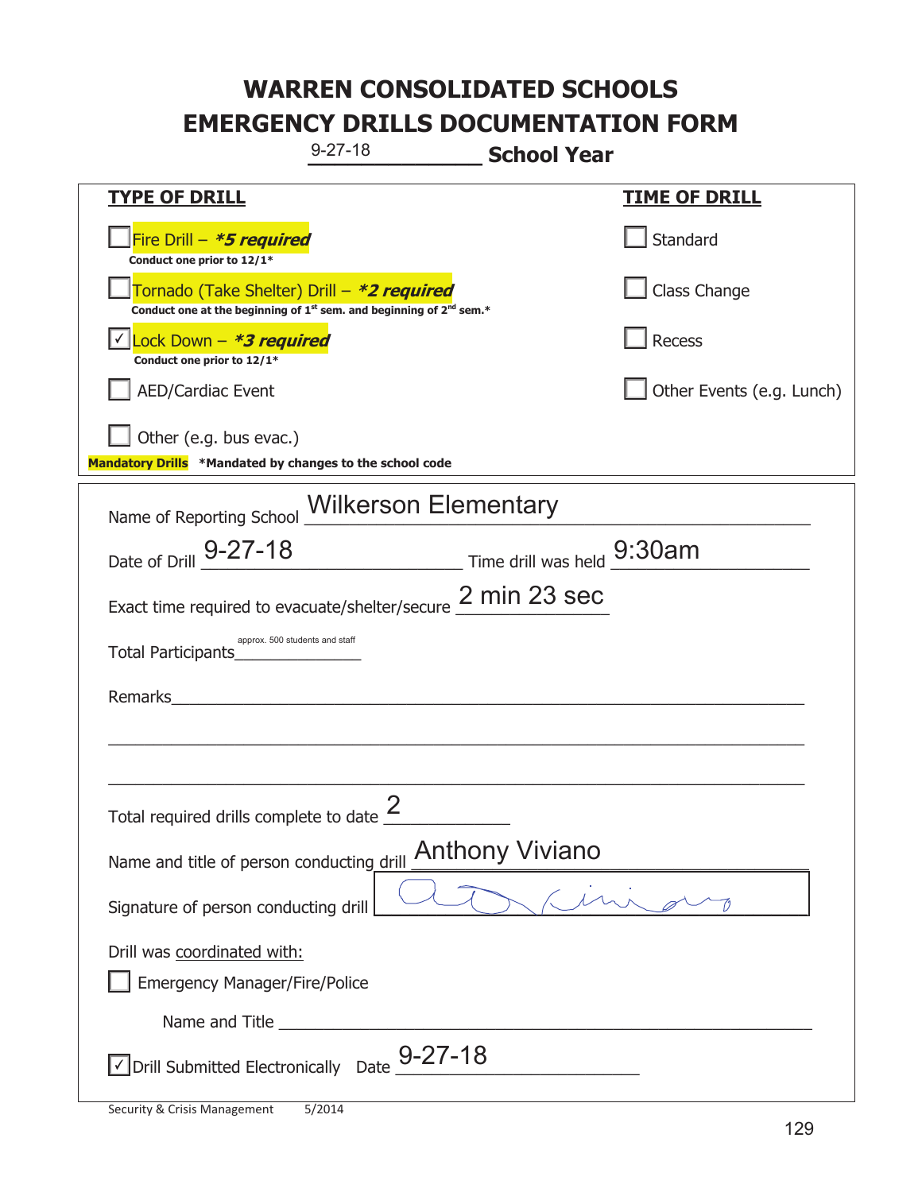# WARREN CONSOLIDATED SCHOOLS
# EMERGENCY DRILLS DOCUMENTATION FORM

9-27-18 **School Year**

| **TYPE OF DRILL** | **TIME OF DRILL** |
|---|---|
| ☐ Fire Drill – ***5 required*** <br> **Conduct one prior to 12/1*** | ☐ Standard |
| ☐ Tornado (Take Shelter) Drill – ***2 required*** <br> **Conduct one at the beginning of 1st sem. and beginning of 2nd sem.*** | ☐ Class Change |
| ☑ Lock Down – ***3 required*** <br> **Conduct one prior to 12/1*** | ☐ Recess |
| ☐ AED/Cardiac Event | ☐ Other Events (e.g. Lunch) |
| ☐ Other (e.g. bus evac.) | |

**Mandatory Drills** ***Mandated by changes to the school code**

Name of Reporting School: Wilkerson Elementary

Date of Drill: 9-27-18 Time drill was held: 9:30am

Exact time required to evacuate/shelter/secure: 2 min 23 sec

Total Participants: approx. 500 students and staff

Remarks: ______________________________

Total required drills complete to date: 2

Name and title of person conducting drill: Anthony Viviano

Signature of person conducting drill: [signature]

Drill was coordinated with:

☐ Emergency Manager/Fire/Police

Name and Title ______________________________

☑ Drill Submitted Electronically Date: 9-27-18

Security & Crisis Management 5/2014